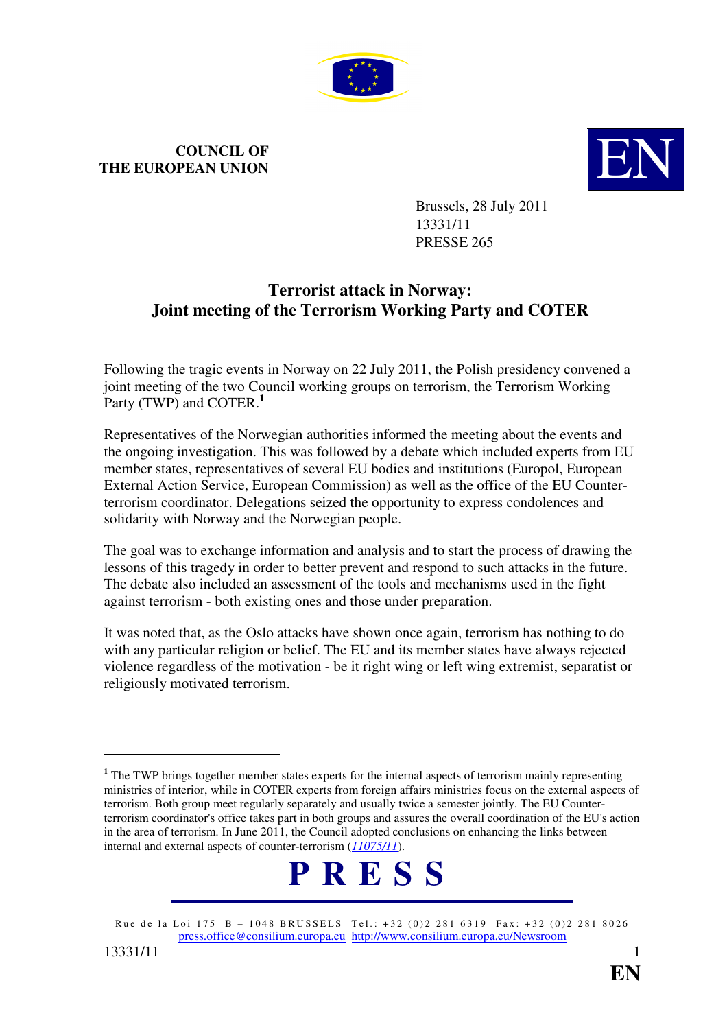**COUNCIL OF THE EUROPEAN UNION**

**EN**

Brussels, 28 July 2011
13331/11
PRESSE 265

# Terrorist attack in Norway: Joint meeting of the Terrorism Working Party and COTER

Following the tragic events in Norway on 22 July 2011, the Polish presidency convened a joint meeting of the two Council working groups on terrorism, the Terrorism Working Party (TWP) and COTER.[1]

Representatives of the Norwegian authorities informed the meeting about the events and the ongoing investigation. This was followed by a debate which included experts from EU member states, representatives of several EU bodies and institutions (Europol, European External Action Service, European Commission) as well as the office of the EU Counter-terrorism coordinator. Delegations seized the opportunity to express condolences and solidarity with Norway and the Norwegian people.

The goal was to exchange information and analysis and to start the process of drawing the lessons of this tragedy in order to better prevent and respond to such attacks in the future. The debate also included an assessment of the tools and mechanisms used in the fight against terrorism - both existing ones and those under preparation.

It was noted that, as the Oslo attacks have shown once again, terrorism has nothing to do with any particular religion or belief. The EU and its member states have always rejected violence regardless of the motivation - be it right wing or left wing extremist, separatist or religiously motivated terrorism.

[1] The TWP brings together member states experts for the internal aspects of terrorism mainly representing ministries of interior, while in COTER experts from foreign affairs ministries focus on the external aspects of terrorism. Both group meet regularly separately and usually twice a semester jointly. The EU Counter-terrorism coordinator's office takes part in both groups and assures the overall coordination of the EU's action in the area of terrorism. In June 2011, the Council adopted conclusions on enhancing the links between internal and external aspects of counter-terrorism (*11075/11*).

**P R E S S**

Rue de la Loi 175 B – 1048 BRUSSELS Tel.: +32 (0)2 281 6319 Fax: +32 (0)2 281 8026
press.office@consilium.europa.eu http://www.consilium.europa.eu/Newsroom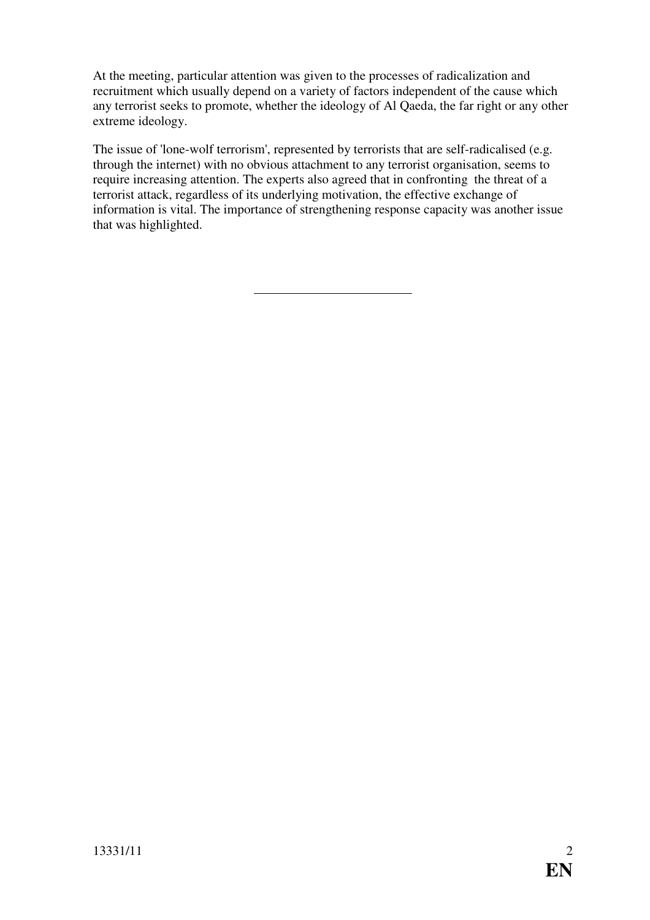At the meeting, particular attention was given to the processes of radicalization and recruitment which usually depend on a variety of factors independent of the cause which any terrorist seeks to promote, whether the ideology of Al Qaeda, the far right or any other extreme ideology.

The issue of 'lone-wolf terrorism', represented by terrorists that are self-radicalised (e.g. through the internet) with no obvious attachment to any terrorist organisation, seems to require increasing attention. The experts also agreed that in confronting the threat of a terrorist attack, regardless of its underlying motivation, the effective exchange of information is vital. The importance of strengthening response capacity was another issue that was highlighted.